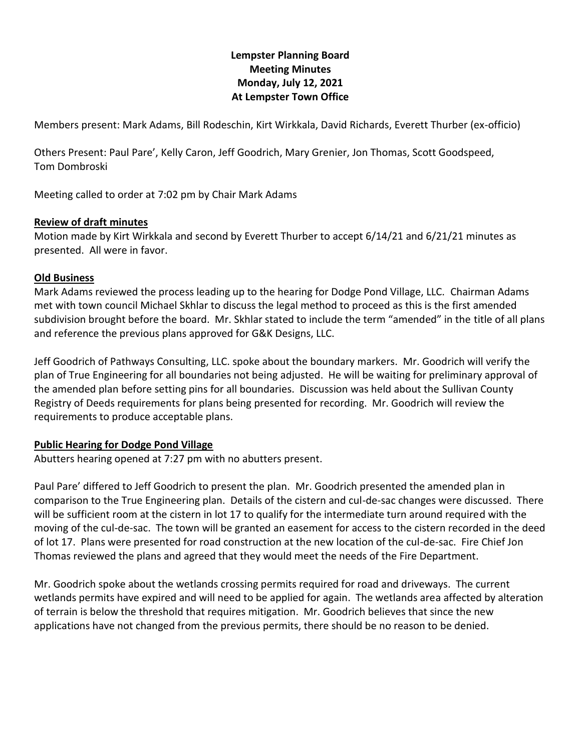**Lempster Planning Board**
**Meeting Minutes**
**Monday, July 12, 2021**
**At Lempster Town Office**

Members present: Mark Adams, Bill Rodeschin, Kirt Wirkkala, David Richards, Everett Thurber (ex-officio)

Others Present: Paul Pare', Kelly Caron, Jeff Goodrich, Mary Grenier, Jon Thomas, Scott Goodspeed, Tom Dombroski

Meeting called to order at 7:02 pm by Chair Mark Adams

**Review of draft minutes**

Motion made by Kirt Wirkkala and second by Everett Thurber to accept 6/14/21 and 6/21/21 minutes as presented. All were in favor.

**Old Business**

Mark Adams reviewed the process leading up to the hearing for Dodge Pond Village, LLC. Chairman Adams met with town council Michael Skhlar to discuss the legal method to proceed as this is the first amended subdivision brought before the board. Mr. Skhlar stated to include the term "amended" in the title of all plans and reference the previous plans approved for G&K Designs, LLC.

Jeff Goodrich of Pathways Consulting, LLC. spoke about the boundary markers. Mr. Goodrich will verify the plan of True Engineering for all boundaries not being adjusted. He will be waiting for preliminary approval of the amended plan before setting pins for all boundaries. Discussion was held about the Sullivan County Registry of Deeds requirements for plans being presented for recording. Mr. Goodrich will review the requirements to produce acceptable plans.

**Public Hearing for Dodge Pond Village**

Abutters hearing opened at 7:27 pm with no abutters present.

Paul Pare' differed to Jeff Goodrich to present the plan. Mr. Goodrich presented the amended plan in comparison to the True Engineering plan. Details of the cistern and cul-de-sac changes were discussed. There will be sufficient room at the cistern in lot 17 to qualify for the intermediate turn around required with the moving of the cul-de-sac. The town will be granted an easement for access to the cistern recorded in the deed of lot 17. Plans were presented for road construction at the new location of the cul-de-sac. Fire Chief Jon Thomas reviewed the plans and agreed that they would meet the needs of the Fire Department.

Mr. Goodrich spoke about the wetlands crossing permits required for road and driveways. The current wetlands permits have expired and will need to be applied for again. The wetlands area affected by alteration of terrain is below the threshold that requires mitigation. Mr. Goodrich believes that since the new applications have not changed from the previous permits, there should be no reason to be denied.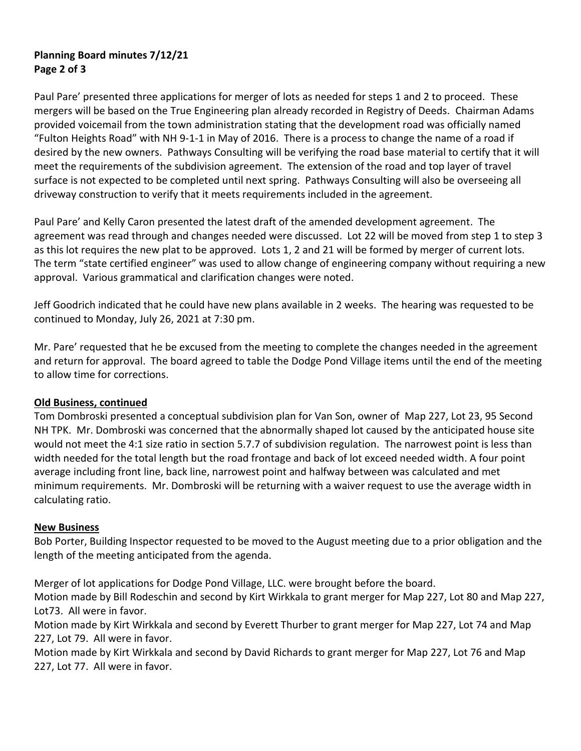Paul Pare' presented three applications for merger of lots as needed for steps 1 and 2 to proceed. These mergers will be based on the True Engineering plan already recorded in Registry of Deeds. Chairman Adams provided voicemail from the town administration stating that the development road was officially named "Fulton Heights Road" with NH 9-1-1 in May of 2016. There is a process to change the name of a road if desired by the new owners. Pathways Consulting will be verifying the road base material to certify that it will meet the requirements of the subdivision agreement. The extension of the road and top layer of travel surface is not expected to be completed until next spring. Pathways Consulting will also be overseeing all driveway construction to verify that it meets requirements included in the agreement.

Paul Pare' and Kelly Caron presented the latest draft of the amended development agreement. The agreement was read through and changes needed were discussed. Lot 22 will be moved from step 1 to step 3 as this lot requires the new plat to be approved. Lots 1, 2 and 21 will be formed by merger of current lots. The term "state certified engineer" was used to allow change of engineering company without requiring a new approval. Various grammatical and clarification changes were noted.

Jeff Goodrich indicated that he could have new plans available in 2 weeks. The hearing was requested to be continued to Monday, July 26, 2021 at 7:30 pm.

Mr. Pare' requested that he be excused from the meeting to complete the changes needed in the agreement and return for approval. The board agreed to table the Dodge Pond Village items until the end of the meeting to allow time for corrections.

**Old Business, continued**

Tom Dombroski presented a conceptual subdivision plan for Van Son, owner of Map 227, Lot 23, 95 Second NH TPK. Mr. Dombroski was concerned that the abnormally shaped lot caused by the anticipated house site would not meet the 4:1 size ratio in section 5.7.7 of subdivision regulation. The narrowest point is less than width needed for the total length but the road frontage and back of lot exceed needed width. A four point average including front line, back line, narrowest point and halfway between was calculated and met minimum requirements. Mr. Dombroski will be returning with a waiver request to use the average width in calculating ratio.

**New Business**

Bob Porter, Building Inspector requested to be moved to the August meeting due to a prior obligation and the length of the meeting anticipated from the agenda.

Merger of lot applications for Dodge Pond Village, LLC. were brought before the board.
Motion made by Bill Rodeschin and second by Kirt Wirkkala to grant merger for Map 227, Lot 80 and Map 227, Lot73. All were in favor.
Motion made by Kirt Wirkkala and second by Everett Thurber to grant merger for Map 227, Lot 74 and Map 227, Lot 79. All were in favor.
Motion made by Kirt Wirkkala and second by David Richards to grant merger for Map 227, Lot 76 and Map 227, Lot 77. All were in favor.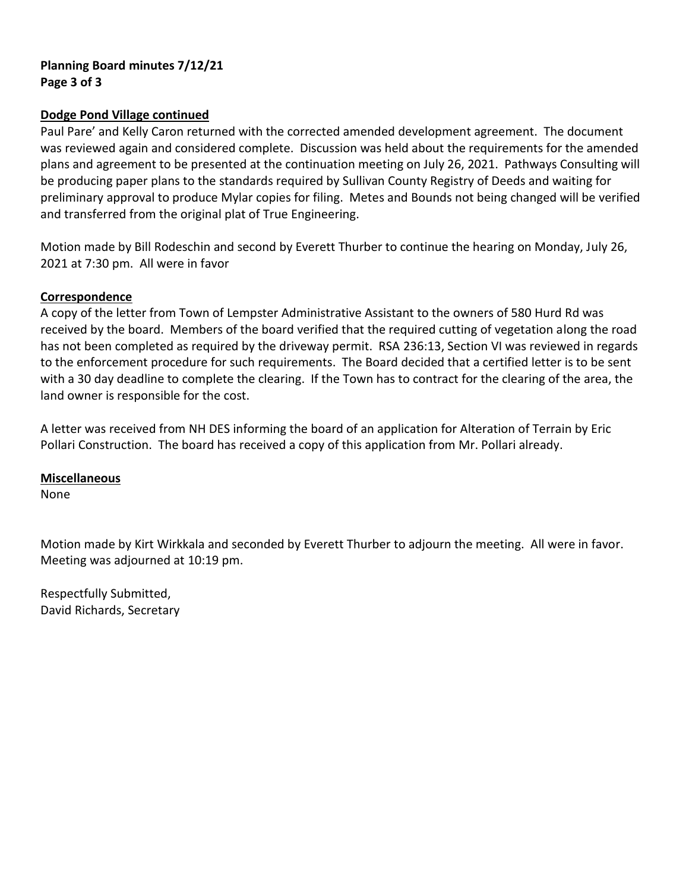**Planning Board minutes 7/12/21**

**Dodge Pond Village continued**

Paul Pare' and Kelly Caron returned with the corrected amended development agreement. The document was reviewed again and considered complete. Discussion was held about the requirements for the amended plans and agreement to be presented at the continuation meeting on July 26, 2021. Pathways Consulting will be producing paper plans to the standards required by Sullivan County Registry of Deeds and waiting for preliminary approval to produce Mylar copies for filing. Metes and Bounds not being changed will be verified and transferred from the original plat of True Engineering.

Motion made by Bill Rodeschin and second by Everett Thurber to continue the hearing on Monday, July 26, 2021 at 7:30 pm. All were in favor

**Correspondence**

A copy of the letter from Town of Lempster Administrative Assistant to the owners of 580 Hurd Rd was received by the board. Members of the board verified that the required cutting of vegetation along the road has not been completed as required by the driveway permit. RSA 236:13, Section VI was reviewed in regards to the enforcement procedure for such requirements. The Board decided that a certified letter is to be sent with a 30 day deadline to complete the clearing. If the Town has to contract for the clearing of the area, the land owner is responsible for the cost.

A letter was received from NH DES informing the board of an application for Alteration of Terrain by Eric Pollari Construction. The board has received a copy of this application from Mr. Pollari already.

**Miscellaneous**

None

Motion made by Kirt Wirkkala and seconded by Everett Thurber to adjourn the meeting. All were in favor. Meeting was adjourned at 10:19 pm.

Respectfully Submitted,
David Richards, Secretary